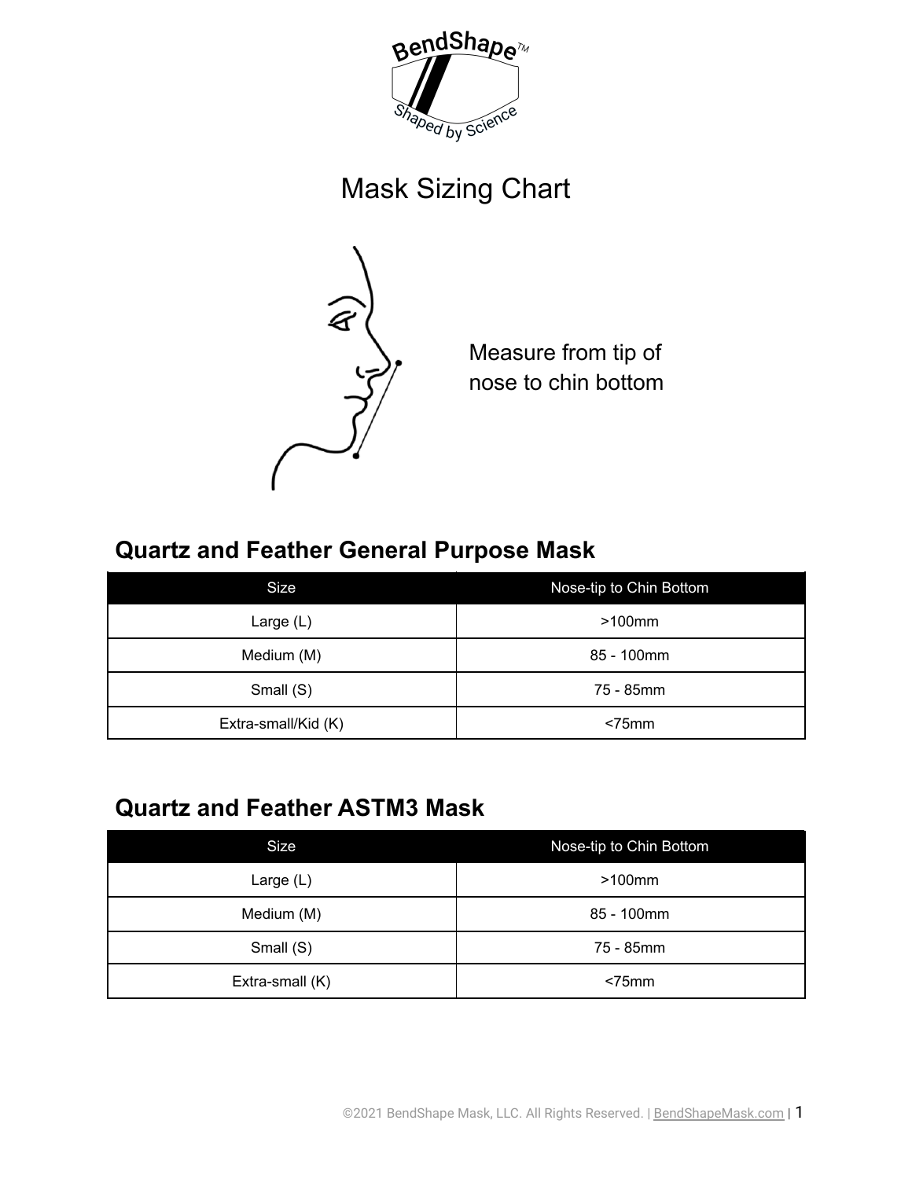# Mask Sizing Chart

Measure from tip of nose to chin bottom

## Quartz and Feather General Purpose Mask

| Size | Nose-tip to Chin Bottom |
|---|---|
| Large (L) | >100mm |
| Medium (M) | 85 - 100mm |
| Small (S) | 75 - 85mm |
| Extra-small/Kid (K) | <75mm |

## Quartz and Feather ASTM3 Mask

| Size | Nose-tip to Chin Bottom |
|---|---|
| Large (L) | >100mm |
| Medium (M) | 85 - 100mm |
| Small (S) | 75 - 85mm |
| Extra-small (K) | <75mm |

©2021 BendShape Mask, LLC. All Rights Reserved. | BendShapeMask.com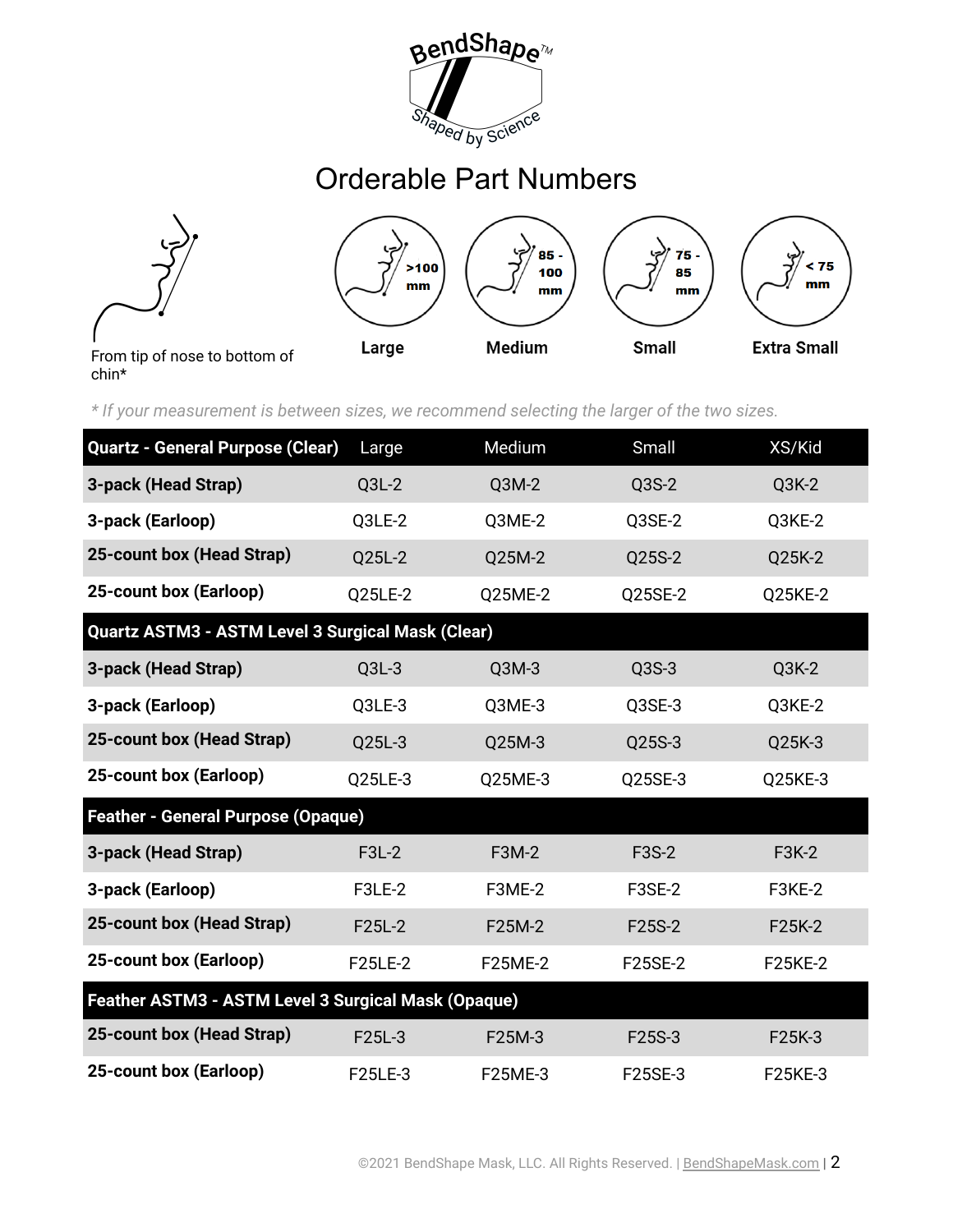BendShape™

Shaped by Science

# Orderable Part Numbers

From tip of nose to bottom of chin*

| Large | Medium | Small | Extra Small |
|---|---|---|---|
| >100 mm | 85 - 100 mm | 75 - 85 mm | < 75 mm |

*\* If your measurement is between sizes, we recommend selecting the larger of the two sizes.*

| **Quartz - General Purpose (Clear)** | Large | Medium | Small | XS/Kid |
|---|---|---|---|---|
| **3-pack (Head Strap)** | Q3L-2 | Q3M-2 | Q3S-2 | Q3K-2 |
| **3-pack (Earloop)** | Q3LE-2 | Q3ME-2 | Q3SE-2 | Q3KE-2 |
| **25-count box (Head Strap)** | Q25L-2 | Q25M-2 | Q25S-2 | Q25K-2 |
| **25-count box (Earloop)** | Q25LE-2 | Q25ME-2 | Q25SE-2 | Q25KE-2 |
| **Quartz ASTM3 - ASTM Level 3 Surgical Mask (Clear)** | | | | |
| **3-pack (Head Strap)** | Q3L-3 | Q3M-3 | Q3S-3 | Q3K-2 |
| **3-pack (Earloop)** | Q3LE-3 | Q3ME-3 | Q3SE-3 | Q3KE-2 |
| **25-count box (Head Strap)** | Q25L-3 | Q25M-3 | Q25S-3 | Q25K-3 |
| **25-count box (Earloop)** | Q25LE-3 | Q25ME-3 | Q25SE-3 | Q25KE-3 |
| **Feather - General Purpose (Opaque)** | | | | |
| **3-pack (Head Strap)** | F3L-2 | F3M-2 | F3S-2 | F3K-2 |
| **3-pack (Earloop)** | F3LE-2 | F3ME-2 | F3SE-2 | F3KE-2 |
| **25-count box (Head Strap)** | F25L-2 | F25M-2 | F25S-2 | F25K-2 |
| **25-count box (Earloop)** | F25LE-2 | F25ME-2 | F25SE-2 | F25KE-2 |
| **Feather ASTM3 - ASTM Level 3 Surgical Mask (Opaque)** | | | | |
| **25-count box (Head Strap)** | F25L-3 | F25M-3 | F25S-3 | F25K-3 |
| **25-count box (Earloop)** | F25LE-3 | F25ME-3 | F25SE-3 | F25KE-3 |

©2021 BendShape Mask, LLC. All Rights Reserved. | BendShapeMask.com